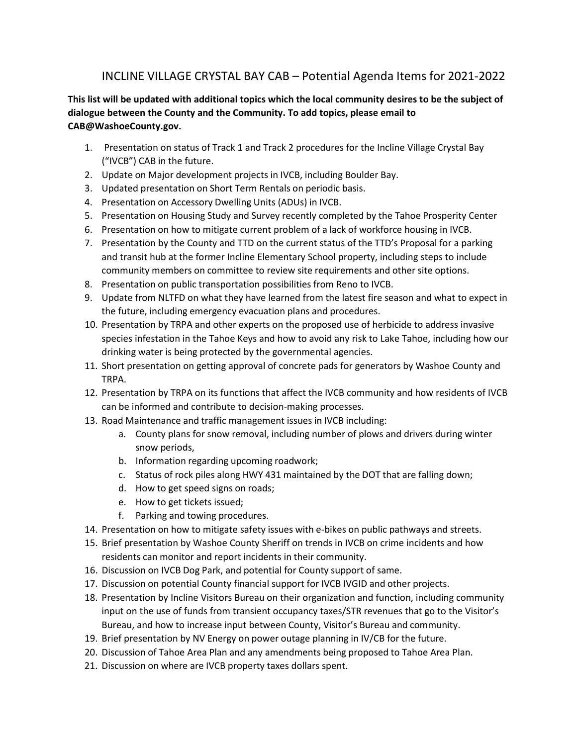# INCLINE VILLAGE CRYSTAL BAY CAB – Potential Agenda Items for 2021-2022

**This list will be updated with additional topics which the local community desires to be the subject of dialogue between the County and the Community. To add topics, please email to CAB@WashoeCounty.gov.**

1. Presentation on status of Track 1 and Track 2 procedures for the Incline Village Crystal Bay ("IVCB") CAB in the future.
2. Update on Major development projects in IVCB, including Boulder Bay.
3. Updated presentation on Short Term Rentals on periodic basis.
4. Presentation on Accessory Dwelling Units (ADUs) in IVCB.
5. Presentation on Housing Study and Survey recently completed by the Tahoe Prosperity Center
6. Presentation on how to mitigate current problem of a lack of workforce housing in IVCB.
7. Presentation by the County and TTD on the current status of the TTD's Proposal for a parking and transit hub at the former Incline Elementary School property, including steps to include community members on committee to review site requirements and other site options.
8. Presentation on public transportation possibilities from Reno to IVCB.
9. Update from NLTFD on what they have learned from the latest fire season and what to expect in the future, including emergency evacuation plans and procedures.
10. Presentation by TRPA and other experts on the proposed use of herbicide to address invasive species infestation in the Tahoe Keys and how to avoid any risk to Lake Tahoe, including how our drinking water is being protected by the governmental agencies.
11. Short presentation on getting approval of concrete pads for generators by Washoe County and TRPA.
12. Presentation by TRPA on its functions that affect the IVCB community and how residents of IVCB can be informed and contribute to decision-making processes.
13. Road Maintenance and traffic management issues in IVCB including:
    a. County plans for snow removal, including number of plows and drivers during winter snow periods,
    b. Information regarding upcoming roadwork;
    c. Status of rock piles along HWY 431 maintained by the DOT that are falling down;
    d. How to get speed signs on roads;
    e. How to get tickets issued;
    f. Parking and towing procedures.
14. Presentation on how to mitigate safety issues with e-bikes on public pathways and streets.
15. Brief presentation by Washoe County Sheriff on trends in IVCB on crime incidents and how residents can monitor and report incidents in their community.
16. Discussion on IVCB Dog Park, and potential for County support of same.
17. Discussion on potential County financial support for IVCB IVGID and other projects.
18. Presentation by Incline Visitors Bureau on their organization and function, including community input on the use of funds from transient occupancy taxes/STR revenues that go to the Visitor's Bureau, and how to increase input between County, Visitor's Bureau and community.
19. Brief presentation by NV Energy on power outage planning in IV/CB for the future.
20. Discussion of Tahoe Area Plan and any amendments being proposed to Tahoe Area Plan.
21. Discussion on where are IVCB property taxes dollars spent.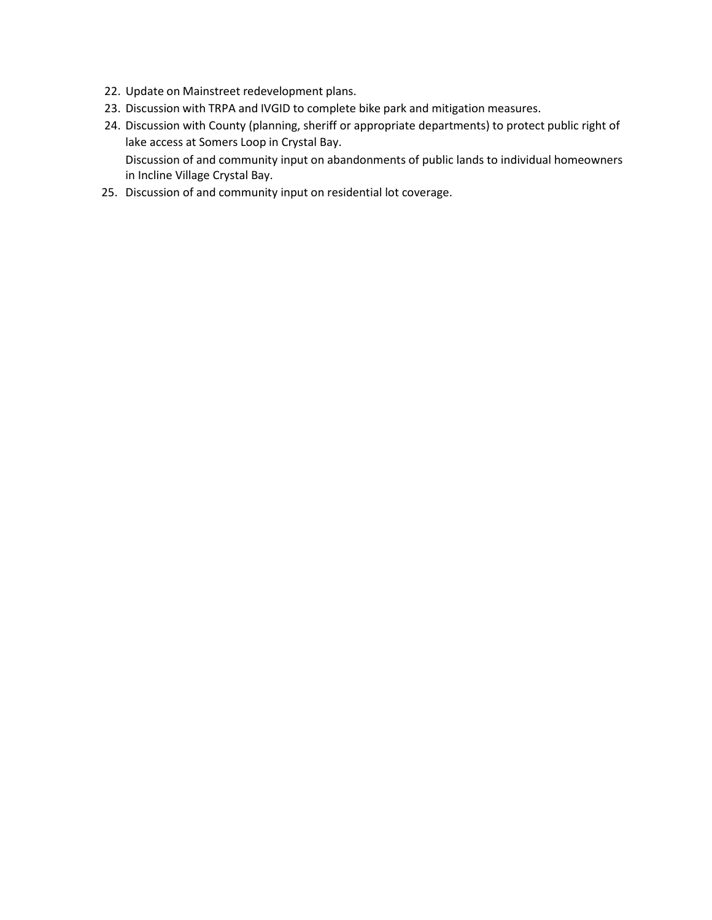22. Update on Mainstreet redevelopment plans.
23. Discussion with TRPA and IVGID to complete bike park and mitigation measures.
24. Discussion with County (planning, sheriff or appropriate departments) to protect public right of lake access at Somers Loop in Crystal Bay.

    Discussion of and community input on abandonments of public lands to individual homeowners in Incline Village Crystal Bay.
25. Discussion of and community input on residential lot coverage.